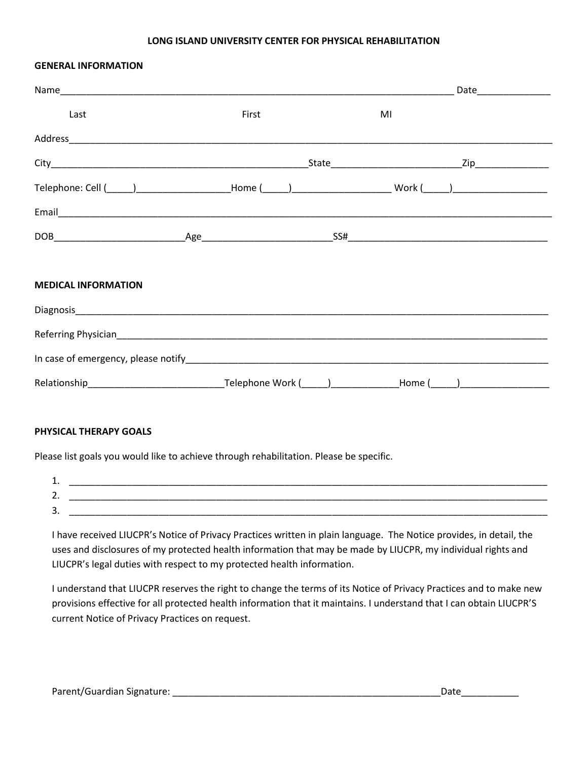**LONG ISLAND UNIVERSITY CENTER FOR PHYSICAL REHABILITATION**

**GENERAL INFORMATION**

Name_______________________________________________________________________________ Date______________

Last First MI

Address_____________________________________________________________________________________________

City__________________________________________________State_________________________Zip______________

Telephone: Cell (_____)__________________Home (_____)___________________ Work (_____)__________________

Email_______________________________________________________________________________________________

DOB__________________________Age_________________________SS#_______________________________________

**MEDICAL INFORMATION**

Diagnosis____________________________________________________________________________________________

Referring Physician___________________________________________________________________________________

In case of emergency, please notify______________________________________________________________________

Relationship__________________________Telephone Work (_____)_____________Home (_____)_________________

**PHYSICAL THERAPY GOALS**

Please list goals you would like to achieve through rehabilitation. Please be specific.

1. ____________________________________________________________________________________________
2. ____________________________________________________________________________________________
3. ____________________________________________________________________________________________

I have received LIUCPR's Notice of Privacy Practices written in plain language. The Notice provides, in detail, the uses and disclosures of my protected health information that may be made by LIUCPR, my individual rights and LIUCPR's legal duties with respect to my protected health information.

I understand that LIUCPR reserves the right to change the terms of its Notice of Privacy Practices and to make new provisions effective for all protected health information that it maintains. I understand that I can obtain LIUCPR'S current Notice of Privacy Practices on request.

Parent/Guardian Signature: ______________________________________________________Date___________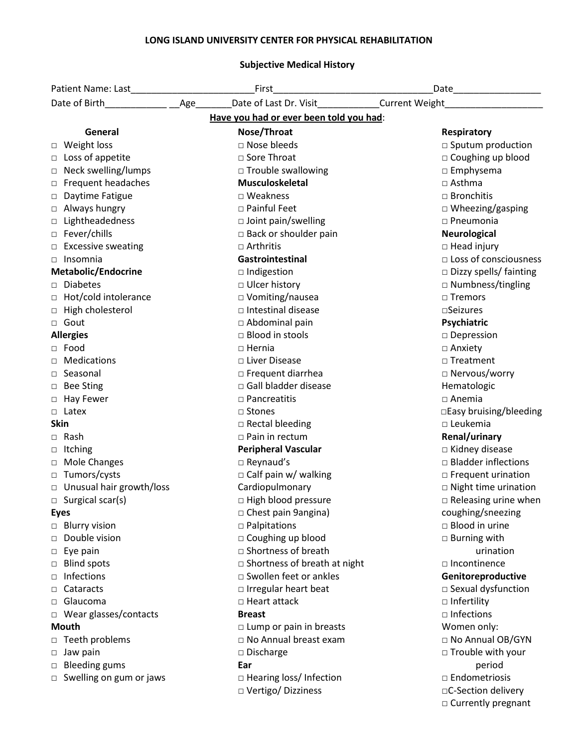**LONG ISLAND UNIVERSITY CENTER FOR PHYSICAL REHABILITATION**

**Subjective Medical History**

Patient Name: Last________________________First_______________________________Date_________________

Date of Birth____________ __Age_______Date of Last Dr. Visit____________Current Weight___________________

**Have you had or ever been told you had**:

**General**
- □ Weight loss
- □ Loss of appetite
- □ Neck swelling/lumps
- □ Frequent headaches
- □ Daytime Fatigue
- □ Always hungry
- □ Lightheadedness
- □ Fever/chills
- □ Excessive sweating
- □ Insomnia

**Metabolic/Endocrine**
- □ Diabetes
- □ Hot/cold intolerance
- □ High cholesterol
- □ Gout

**Allergies**
- □ Food
- □ Medications
- □ Seasonal
- □ Bee Sting
- □ Hay Fewer
- □ Latex

**Skin**
- □ Rash
- □ Itching
- □ Mole Changes
- □ Tumors/cysts
- □ Unusual hair growth/loss
- □ Surgical scar(s)

**Eyes**
- □ Blurry vision
- □ Double vision
- □ Eye pain
- □ Blind spots
- □ Infections
- □ Cataracts
- □ Glaucoma
- □ Wear glasses/contacts

**Mouth**
- □ Teeth problems
- □ Jaw pain
- □ Bleeding gums
- □ Swelling on gum or jaws

**Nose/Throat**
- □ Nose bleeds
- □ Sore Throat
- □ Trouble swallowing

**Musculoskeletal**
- □ Weakness
- □ Painful Feet
- □ Joint pain/swelling
- □ Back or shoulder pain
- □ Arthritis

**Gastrointestinal**
- □ Indigestion
- □ Ulcer history
- □ Vomiting/nausea
- □ Intestinal disease
- □ Abdominal pain
- □ Blood in stools
- □ Hernia
- □ Liver Disease
- □ Frequent diarrhea
- □ Gall bladder disease
- □ Pancreatitis
- □ Stones
- □ Rectal bleeding
- □ Pain in rectum

**Peripheral Vascular**
- □ Reynaud's
- □ Calf pain w/ walking

Cardiopulmonary
- □ High blood pressure
- □ Chest pain 9angina)
- □ Palpitations
- □ Coughing up blood
- □ Shortness of breath
- □ Shortness of breath at night
- □ Swollen feet or ankles
- □ Irregular heart beat
- □ Heart attack

**Breast**
- □ Lump or pain in breasts
- □ No Annual breast exam
- □ Discharge

**Ear**
- □ Hearing loss/ Infection
- □ Vertigo/ Dizziness

**Respiratory**
- □ Sputum production
- □ Coughing up blood
- □ Emphysema
- □ Asthma
- □ Bronchitis
- □ Wheezing/gasping
- □ Pneumonia

**Neurological**
- □ Head injury
- □ Loss of consciousness
- □ Dizzy spells/ fainting
- □ Numbness/tingling
- □ Tremors
- □ Seizures

**Psychiatric**
- □ Depression
- □ Anxiety
- □ Treatment
- □ Nervous/worry

Hematologic
- □ Anemia
- □ Easy bruising/bleeding
- □ Leukemia

**Renal/urinary**
- □ Kidney disease
- □ Bladder inflections
- □ Frequent urination
- □ Night time urination
- □ Releasing urine when coughing/sneezing
- □ Blood in urine
- □ Burning with urination
- □ Incontinence

**Genitoreproductive**
- □ Sexual dysfunction
- □ Infertility
- □ Infections

Women only:
- □ No Annual OB/GYN
- □ Trouble with your period
- □ Endometriosis
- □ C-Section delivery
- □ Currently pregnant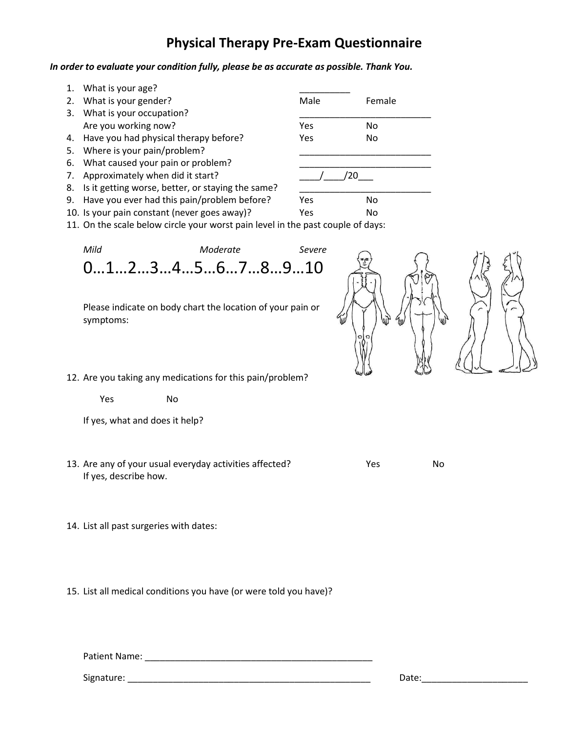# Physical Therapy Pre-Exam Questionnaire

***In order to evaluate your condition fully, please be as accurate as possible. Thank You.***

1. What is your age? __________
2. What is your gender? Male Female
3. What is your occupation? __________________________
   Are you working now? Yes No
4. Have you had physical therapy before? Yes No
5. Where is your pain/problem? __________________________
6. What caused your pain or problem? __________________________
7. Approximately when did it start? ____/____/20___
8. Is it getting worse, better, or staying the same? __________________________
9. Have you ever had this pain/problem before? Yes No
10. Is your pain constant (never goes away)? Yes No
11. On the scale below circle your worst pain level in the past couple of days:

    *Mild* *Moderate* *Severe*

    0…1…2…3…4…5…6…7…8…9…10

    Please indicate on body chart the location of your pain or symptoms:

12. Are you taking any medications for this pain/problem?

    Yes No

    If yes, what and does it help?

13. Are any of your usual everyday activities affected? Yes No
    If yes, describe how.

14. List all past surgeries with dates:

15. List all medical conditions you have (or were told you have)?

Patient Name: _____________________________________________

Signature: _________________________________________________ Date:_____________________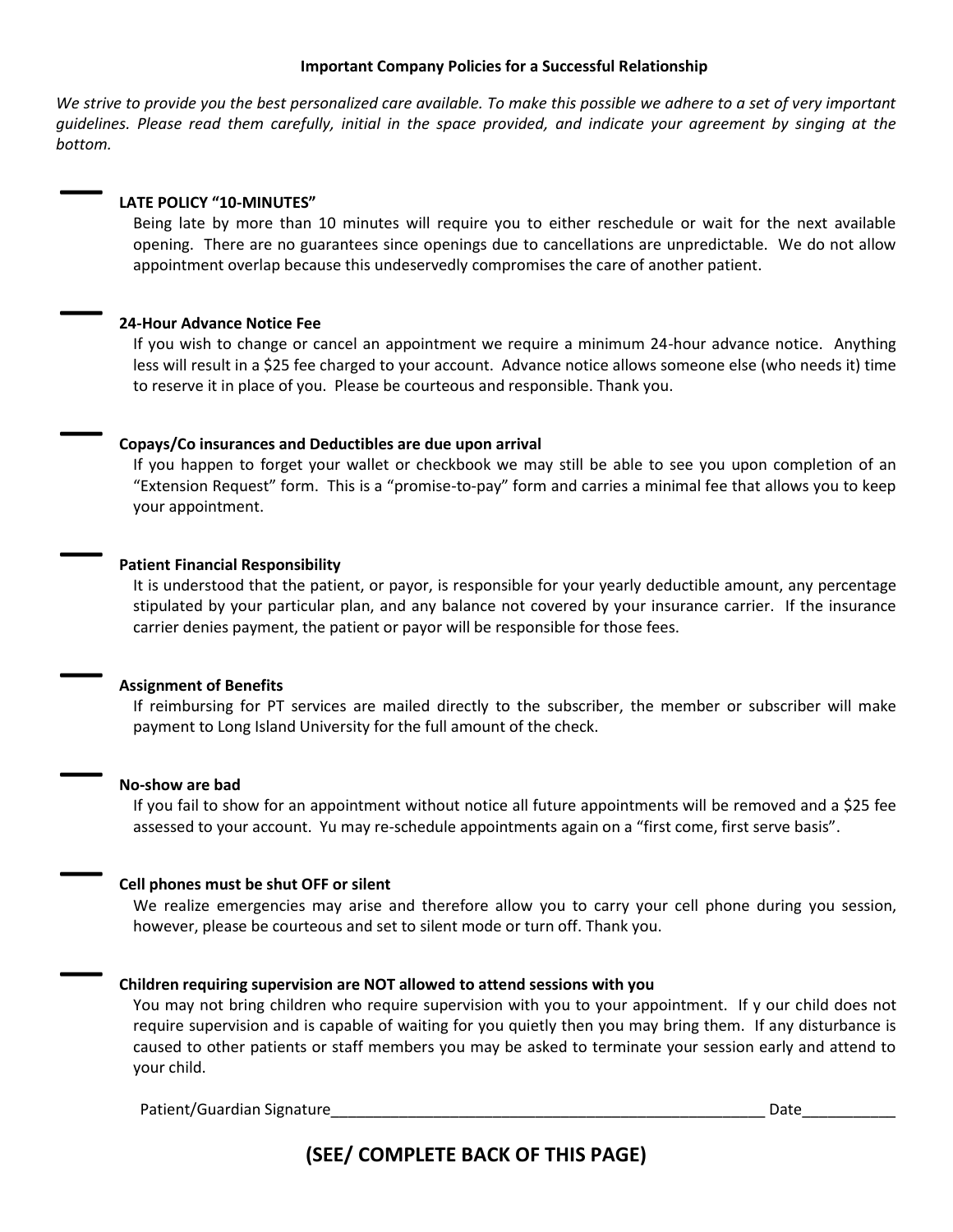**Important Company Policies for a Successful Relationship**

*We strive to provide you the best personalized care available. To make this possible we adhere to a set of very important guidelines. Please read them carefully, initial in the space provided, and indicate your agreement by singing at the bottom.*

\_\_\_\_ **LATE POLICY "10-MINUTES"**

Being late by more than 10 minutes will require you to either reschedule or wait for the next available opening. There are no guarantees since openings due to cancellations are unpredictable. We do not allow appointment overlap because this undeservedly compromises the care of another patient.

\_\_\_\_ **24-Hour Advance Notice Fee**

If you wish to change or cancel an appointment we require a minimum 24-hour advance notice. Anything less will result in a $25 fee charged to your account. Advance notice allows someone else (who needs it) time to reserve it in place of you. Please be courteous and responsible. Thank you.

\_\_\_\_ **Copays/Co insurances and Deductibles are due upon arrival**

If you happen to forget your wallet or checkbook we may still be able to see you upon completion of an "Extension Request" form. This is a "promise-to-pay" form and carries a minimal fee that allows you to keep your appointment.

\_\_\_\_ **Patient Financial Responsibility**

It is understood that the patient, or payor, is responsible for your yearly deductible amount, any percentage stipulated by your particular plan, and any balance not covered by your insurance carrier. If the insurance carrier denies payment, the patient or payor will be responsible for those fees.

\_\_\_\_ **Assignment of Benefits**

If reimbursing for PT services are mailed directly to the subscriber, the member or subscriber will make payment to Long Island University for the full amount of the check.

\_\_\_\_ **No-show are bad**

If you fail to show for an appointment without notice all future appointments will be removed and a $25 fee assessed to your account. Yu may re-schedule appointments again on a "first come, first serve basis".

\_\_\_\_ **Cell phones must be shut OFF or silent**

We realize emergencies may arise and therefore allow you to carry your cell phone during you session, however, please be courteous and set to silent mode or turn off. Thank you.

\_\_\_\_ **Children requiring supervision are NOT allowed to attend sessions with you**

You may not bring children who require supervision with you to your appointment. If y our child does not require supervision and is capable of waiting for you quietly then you may bring them. If any disturbance is caused to other patients or staff members you may be asked to terminate your session early and attend to your child.

Patient/Guardian Signature\_\_\_\_\_\_\_\_\_\_\_\_\_\_\_\_\_\_\_\_\_\_\_\_\_\_\_\_\_\_\_\_\_\_\_\_\_\_\_\_\_\_\_\_\_\_\_\_\_\_ Date\_\_\_\_\_\_\_\_\_\_\_

## (SEE/ COMPLETE BACK OF THIS PAGE)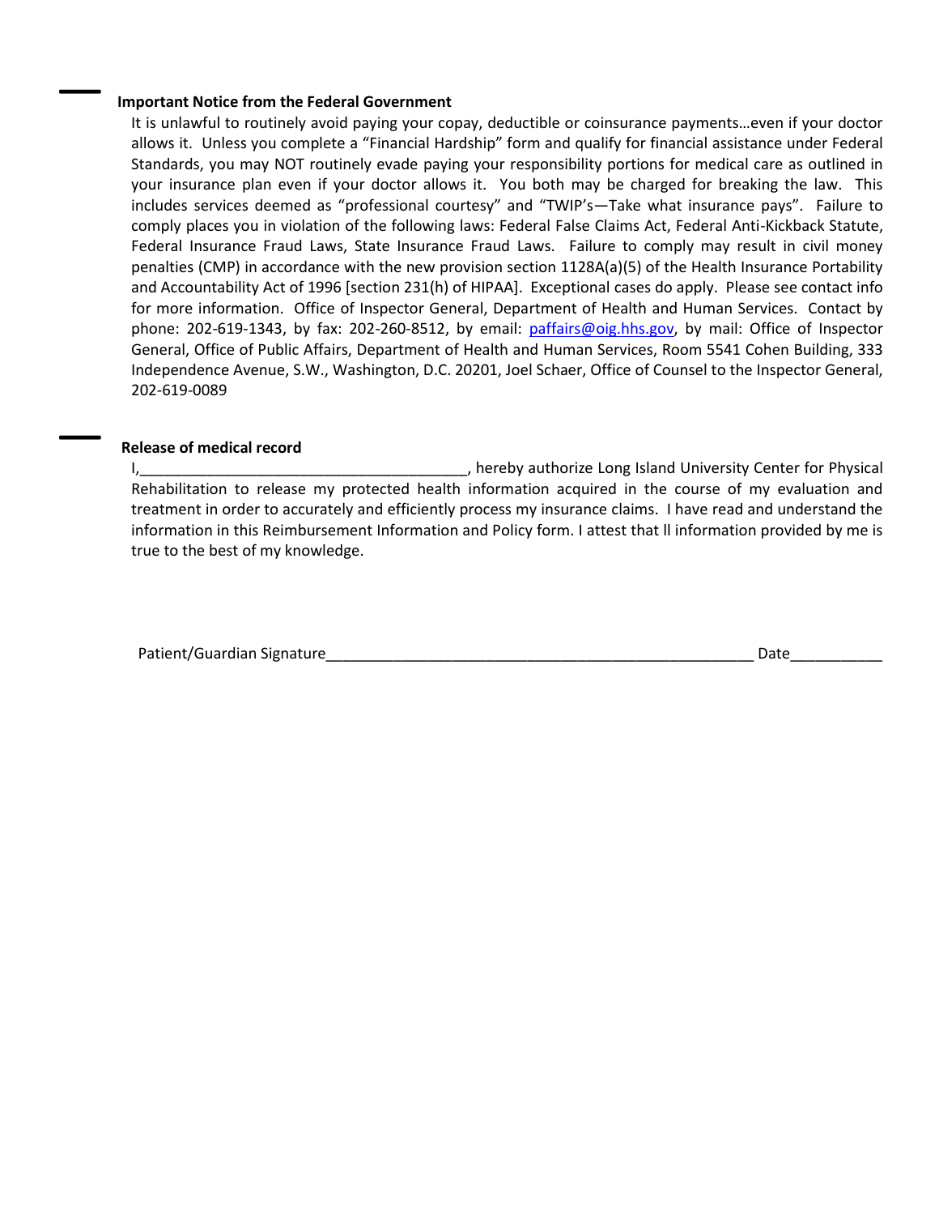**Important Notice from the Federal Government**

It is unlawful to routinely avoid paying your copay, deductible or coinsurance payments…even if your doctor allows it. Unless you complete a "Financial Hardship" form and qualify for financial assistance under Federal Standards, you may NOT routinely evade paying your responsibility portions for medical care as outlined in your insurance plan even if your doctor allows it. You both may be charged for breaking the law. This includes services deemed as "professional courtesy" and "TWIP's—Take what insurance pays". Failure to comply places you in violation of the following laws: Federal False Claims Act, Federal Anti-Kickback Statute, Federal Insurance Fraud Laws, State Insurance Fraud Laws. Failure to comply may result in civil money penalties (CMP) in accordance with the new provision section 1128A(a)(5) of the Health Insurance Portability and Accountability Act of 1996 [section 231(h) of HIPAA]. Exceptional cases do apply. Please see contact info for more information. Office of Inspector General, Department of Health and Human Services. Contact by phone: 202-619-1343, by fax: 202-260-8512, by email: paffairs@oig.hhs.gov, by mail: Office of Inspector General, Office of Public Affairs, Department of Health and Human Services, Room 5541 Cohen Building, 333 Independence Avenue, S.W., Washington, D.C. 20201, Joel Schaer, Office of Counsel to the Inspector General, 202-619-0089

**Release of medical record**

I,_______________________________________, hereby authorize Long Island University Center for Physical Rehabilitation to release my protected health information acquired in the course of my evaluation and treatment in order to accurately and efficiently process my insurance claims. I have read and understand the information in this Reimbursement Information and Policy form. I attest that ll information provided by me is true to the best of my knowledge.

Patient/Guardian Signature_____________________________________________________ Date___________